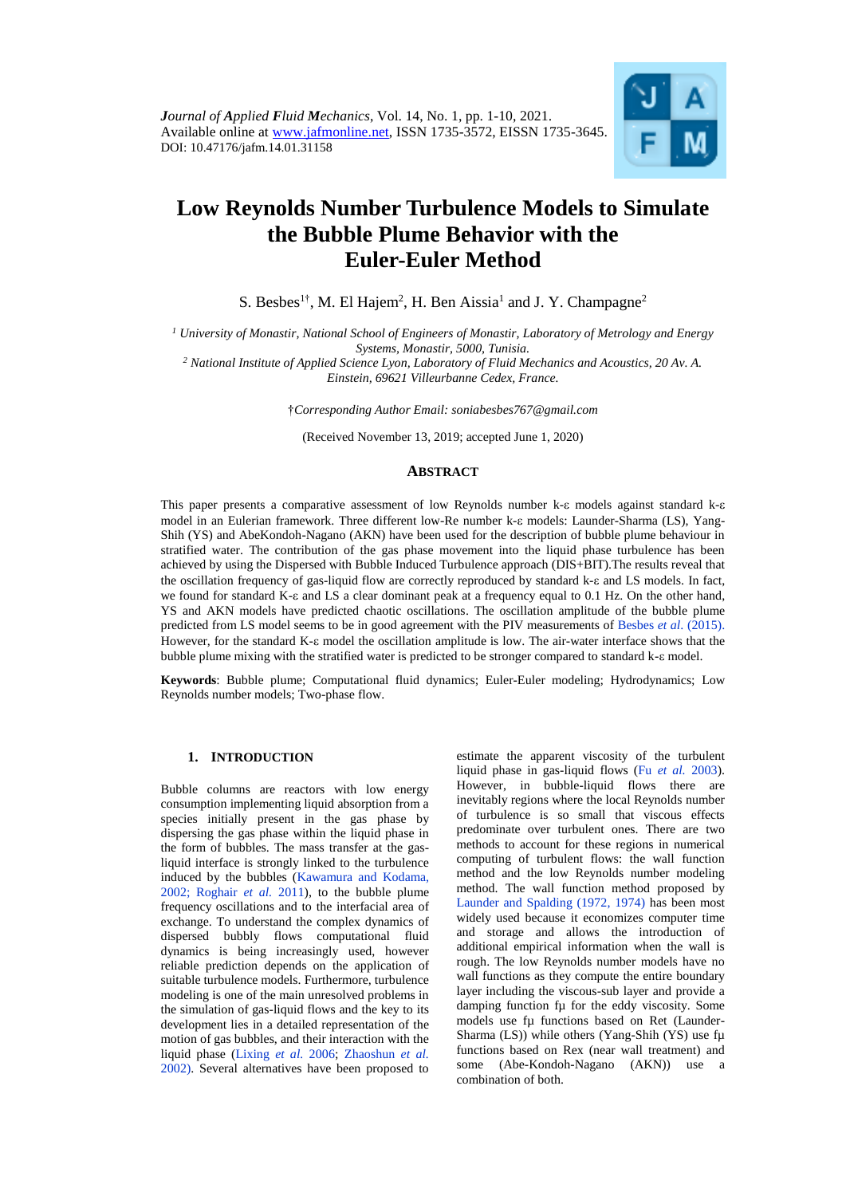*Journal of Applied Fluid Mechanics*, Vol. 14, No. 1, pp. 1-10, 2021.
Available online at www.jafmonline.net, ISSN 1735-3572, EISSN 1735-3645.
DOI: 10.47176/jafm.14.01.31158

# Low Reynolds Number Turbulence Models to Simulate the Bubble Plume Behavior with the Euler-Euler Method

S. Besbes[1†], M. El Hajem[2], H. Ben Aissia[1] and J. Y. Champagne[2]

[1] *University of Monastir, National School of Engineers of Monastir, Laboratory of Metrology and Energy Systems, Monastir, 5000, Tunisia.*
[2] *National Institute of Applied Science Lyon, Laboratory of Fluid Mechanics and Acoustics, 20 Av. A. Einstein, 69621 Villeurbanne Cedex, France.*

†*Corresponding Author Email: soniabesbes767@gmail.com*

(Received November 13, 2019; accepted June 1, 2020)

## Abstract

This paper presents a comparative assessment of low Reynolds number k-ε models against standard k-ε model in an Eulerian framework. Three different low-Re number k-ε models: Launder-Sharma (LS), Yang-Shih (YS) and AbeKondoh-Nagano (AKN) have been used for the description of bubble plume behaviour in stratified water. The contribution of the gas phase movement into the liquid phase turbulence has been achieved by using the Dispersed with Bubble Induced Turbulence approach (DIS+BIT).The results reveal that the oscillation frequency of gas-liquid flow are correctly reproduced by standard k-ε and LS models. In fact, we found for standard K-ε and LS a clear dominant peak at a frequency equal to 0.1 Hz. On the other hand, YS and AKN models have predicted chaotic oscillations. The oscillation amplitude of the bubble plume predicted from LS model seems to be in good agreement with the PIV measurements of Besbes *et al*. (2015). However, for the standard K-ε model the oscillation amplitude is low. The air-water interface shows that the bubble plume mixing with the stratified water is predicted to be stronger compared to standard k-ε model.

**Keywords**: Bubble plume; Computational fluid dynamics; Euler-Euler modeling; Hydrodynamics; Low Reynolds number models; Two-phase flow.

## 1. INTRODUCTION

Bubble columns are reactors with low energy consumption implementing liquid absorption from a species initially present in the gas phase by dispersing the gas phase within the liquid phase in the form of bubbles. The mass transfer at the gas-liquid interface is strongly linked to the turbulence induced by the bubbles (Kawamura and Kodama, 2002; Roghair *et al.* 2011), to the bubble plume frequency oscillations and to the interfacial area of exchange. To understand the complex dynamics of dispersed bubbly flows computational fluid dynamics is being increasingly used, however reliable prediction depends on the application of suitable turbulence models. Furthermore, turbulence modeling is one of the main unresolved problems in the simulation of gas-liquid flows and the key to its development lies in a detailed representation of the motion of gas bubbles, and their interaction with the liquid phase (Lixing *et al.* 2006; Zhaoshun *et al.* 2002). Several alternatives have been proposed to estimate the apparent viscosity of the turbulent liquid phase in gas-liquid flows (Fu *et al.* 2003). However, in bubble-liquid flows there are inevitably regions where the local Reynolds number of turbulence is so small that viscous effects predominate over turbulent ones. There are two methods to account for these regions in numerical computing of turbulent flows: the wall function method and the low Reynolds number modeling method. The wall function method proposed by Launder and Spalding (1972, 1974) has been most widely used because it economizes computer time and storage and allows the introduction of additional empirical information when the wall is rough. The low Reynolds number models have no wall functions as they compute the entire boundary layer including the viscous-sub layer and provide a damping function fμ for the eddy viscosity. Some models use fμ functions based on Ret (Launder-Sharma (LS)) while others (Yang-Shih (YS) use fμ functions based on Rex (near wall treatment) and some (Abe-Kondoh-Nagano (AKN)) use a combination of both.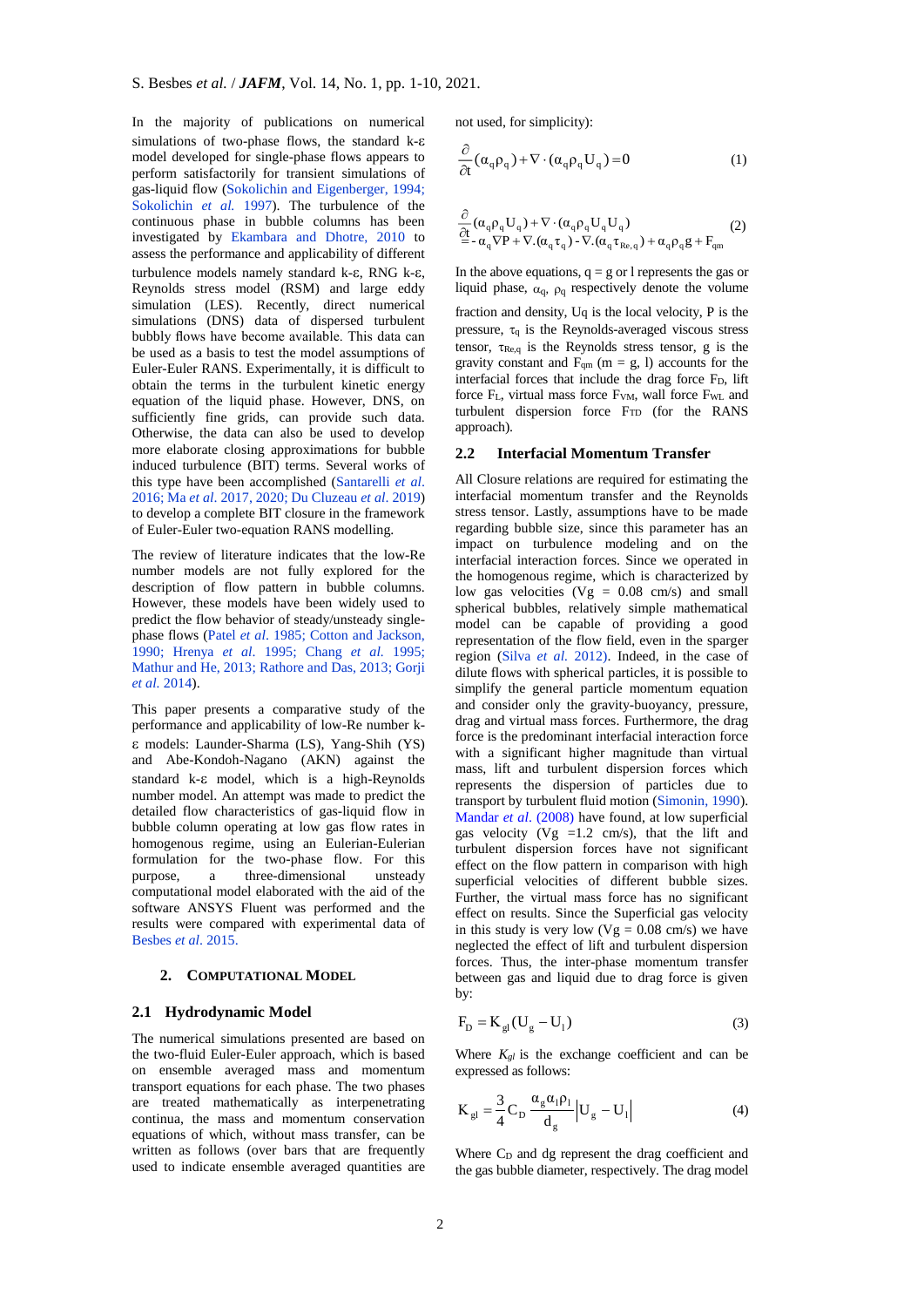In the majority of publications on numerical simulations of two-phase flows, the standard k-ε model developed for single-phase flows appears to perform satisfactorily for transient simulations of gas-liquid flow (Sokolichin and Eigenberger, 1994; Sokolichin *et al.* 1997). The turbulence of the continuous phase in bubble columns has been investigated by Ekambara and Dhotre, 2010 to assess the performance and applicability of different turbulence models namely standard k-ε, RNG k-ε, Reynolds stress model (RSM) and large eddy simulation (LES). Recently, direct numerical simulations (DNS) data of dispersed turbulent bubbly flows have become available. This data can be used as a basis to test the model assumptions of Euler-Euler RANS. Experimentally, it is difficult to obtain the terms in the turbulent kinetic energy equation of the liquid phase. However, DNS, on sufficiently fine grids, can provide such data. Otherwise, the data can also be used to develop more elaborate closing approximations for bubble induced turbulence (BIT) terms. Several works of this type have been accomplished (Santarelli *et al*. 2016; Ma *et al*. 2017, 2020; Du Cluzeau *et al*. 2019) to develop a complete BIT closure in the framework of Euler-Euler two-equation RANS modelling.

The review of literature indicates that the low-Re number models are not fully explored for the description of flow pattern in bubble columns. However, these models have been widely used to predict the flow behavior of steady/unsteady single-phase flows (Patel *et al*. 1985; Cotton and Jackson, 1990; Hrenya *et al*. 1995; Chang *et al.* 1995; Mathur and He, 2013; Rathore and Das, 2013; Gorji *et al.* 2014).

This paper presents a comparative study of the performance and applicability of low-Re number k-ε models: Launder-Sharma (LS), Yang-Shih (YS) and Abe-Kondoh-Nagano (AKN) against the standard k-ε model, which is a high-Reynolds number model. An attempt was made to predict the detailed flow characteristics of gas-liquid flow in bubble column operating at low gas flow rates in homogenous regime, using an Eulerian-Eulerian formulation for the two-phase flow. For this purpose, a three-dimensional unsteady computational model elaborated with the aid of the software ANSYS Fluent was performed and the results were compared with experimental data of Besbes *et al*. 2015.

## 2. Computational Model

### 2.1 Hydrodynamic Model

The numerical simulations presented are based on the two-fluid Euler-Euler approach, which is based on ensemble averaged mass and momentum transport equations for each phase. The two phases are treated mathematically as interpenetrating continua, the mass and momentum conservation equations of which, without mass transfer, can be written as follows (over bars that are frequently used to indicate ensemble averaged quantities are not used, for simplicity):

$$\frac{\partial}{\partial t}(\alpha_q \rho_q) + \nabla \cdot (\alpha_q \rho_q U_q) = 0 \tag{1}$$

$$\frac{\partial}{\partial t}(\alpha_q \rho_q U_q) + \nabla \cdot (\alpha_q \rho_q U_q U_q) = -\alpha_q \nabla P + \nabla.(\alpha_q \tau_q) - \nabla.(\alpha_q \tau_{Re,q}) + \alpha_q \rho_q g + F_{qm} \tag{2}$$

In the above equations, q = g or l represents the gas or liquid phase, $\alpha_q$, $\rho_q$ respectively denote the volume fraction and density, $U_q$ is the local velocity, P is the pressure, $\tau_q$ is the Reynolds-averaged viscous stress tensor, $\tau_{Re,q}$ is the Reynolds stress tensor, g is the gravity constant and $F_{qm}$ (m = g, l) accounts for the interfacial forces that include the drag force $F_D$, lift force $F_L$, virtual mass force $F_{VM}$, wall force $F_{WL}$ and turbulent dispersion force $F_{TD}$ (for the RANS approach).

### 2.2 Interfacial Momentum Transfer

All Closure relations are required for estimating the interfacial momentum transfer and the Reynolds stress tensor. Lastly, assumptions have to be made regarding bubble size, since this parameter has an impact on turbulence modeling and on the interfacial interaction forces. Since we operated in the homogenous regime, which is characterized by low gas velocities (Vg = 0.08 cm/s) and small spherical bubbles, relatively simple mathematical model can be capable of providing a good representation of the flow field, even in the sparger region (Silva *et al.* 2012). Indeed, in the case of dilute flows with spherical particles, it is possible to simplify the general particle momentum equation and consider only the gravity-buoyancy, pressure, drag and virtual mass forces. Furthermore, the drag force is the predominant interfacial interaction force with a significant higher magnitude than virtual mass, lift and turbulent dispersion forces which represents the dispersion of particles due to transport by turbulent fluid motion (Simonin, 1990). Mandar *et al.* (2008) have found, at low superficial gas velocity (Vg =1.2 cm/s), that the lift and turbulent dispersion forces have not significant effect on the flow pattern in comparison with high superficial velocities of different bubble sizes. Further, the virtual mass force has no significant effect on results. Since the Superficial gas velocity in this study is very low (Vg = 0.08 cm/s) we have neglected the effect of lift and turbulent dispersion forces. Thus, the inter-phase momentum transfer between gas and liquid due to drag force is given by:

$$F_D = K_{gl}(U_g - U_l) \tag{3}$$

Where $K_{gl}$ is the exchange coefficient and can be expressed as follows:

$$K_{gl} = \frac{3}{4} C_D \frac{\alpha_g \alpha_l \rho_l}{d_g} \left| U_g - U_l \right| \tag{4}$$

Where $C_D$ and dg represent the drag coefficient and the gas bubble diameter, respectively. The drag model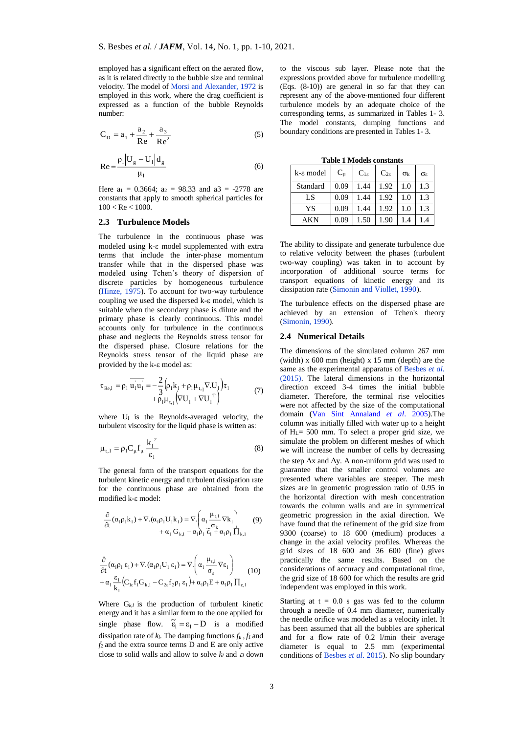employed has a significant effect on the aerated flow, as it is related directly to the bubble size and terminal velocity. The model of Morsi and Alexander, 1972 is employed in this work, where the drag coefficient is expressed as a function of the bubble Reynolds number:

$$C_D = a_1 + \frac{a_2}{Re} + \frac{a_3}{Re^2} \tag{5}$$

$$Re = \frac{\rho_l |U_g - U_l| d_g}{\mu_l} \tag{6}$$

Here $a_1$ = 0.3664; $a_2$ = 98.33 and a3 = -2778 are constants that apply to smooth spherical particles for 100 < Re < 1000.

## 2.3 Turbulence Models

The turbulence in the continuous phase was modeled using k-ε model supplemented with extra terms that include the inter-phase momentum transfer while that in the dispersed phase was modeled using Tchen's theory of dispersion of discrete particles by homogeneous turbulence (Hinze, 1975). To account for two-way turbulence coupling we used the dispersed k-ε model, which is suitable when the secondary phase is dilute and the primary phase is clearly continuous. This model accounts only for turbulence in the continuous phase and neglects the Reynolds stress tensor for the dispersed phase. Closure relations for the Reynolds stress tensor of the liquid phase are provided by the k-ε model as:

$$\tau_{Re,l} = \rho_l \overline{u_l' u_l'} = -\frac{2}{3}\left(\rho_l k_l + \rho_l \mu_{t,l} \nabla . U_l\right)\tau_l + \rho_l \mu_{t,l}\left(\nabla U_l + \nabla U_l^T\right) \tag{7}$$

where $U_l$ is the Reynolds-averaged velocity, the turbulent viscosity for the liquid phase is written as:

$$\mu_{t,l} = \rho_l C_\mu f_\mu \frac{k_l^2}{\varepsilon_l} \tag{8}$$

The general form of the transport equations for the turbulent kinetic energy and turbulent dissipation rate for the continuous phase are obtained from the modified k-ε model:

$$\frac{\partial}{\partial t}(\alpha_l \rho_l k_l) + \nabla.(\alpha_l \rho_l U_l k_l) = \nabla.\left(\alpha_l \frac{\mu_{t,l}}{\sigma_k} \nabla k_l\right) + \alpha_l G_{k,l} - \alpha_l \rho_l \tilde{\varepsilon}_l + \alpha_l \rho_l \Pi_{k,l} \tag{9}$$

$$\frac{\partial}{\partial t}(\alpha_l \rho_l \varepsilon_l) + \nabla.(\alpha_l \rho_l U_l \varepsilon_l) = \nabla.\left(\alpha_l \frac{\mu_{t,l}}{\sigma_\varepsilon} \nabla \varepsilon_l\right) + \alpha_l \frac{\varepsilon_l}{k_l}\left(C_{1\varepsilon} f_1 G_{k,l} - C_{2\varepsilon} f_2 \rho_l \varepsilon_l\right) + \alpha_l \rho_l E + \alpha_l \rho_l \Pi_{\varepsilon,l} \tag{10}$$

Where $G_{k,l}$ is the production of turbulent kinetic energy and it has a similar form to the one applied for single phase flow. $\tilde{\varepsilon}_l = \varepsilon_l - D$ is a modified dissipation rate of $k_l$. The damping functions $f_\mu$, $f_1$ and $f_2$ and the extra source terms D and E are only active close to solid walls and allow to solve $k_l$ and $\varepsilon_l$ down to the viscous sub layer. Please note that the expressions provided above for turbulence modelling (Eqs. (8-10)) are general in so far that they can represent any of the above-mentioned four different turbulence models by an adequate choice of the corresponding terms, as summarized in Tables 1- 3. The model constants, dumping functions and boundary conditions are presented in Tables 1- 3.

**Table 1 Models constants**

| k-ε model | $C_\mu$ | $C_{1\varepsilon}$ | $C_{2\varepsilon}$ | $\sigma_k$ | $\sigma_\varepsilon$ |
|---|---|---|---|---|---|
| Standard | 0.09 | 1.44 | 1.92 | 1.0 | 1.3 |
| LS | 0.09 | 1.44 | 1.92 | 1.0 | 1.3 |
| YS | 0.09 | 1.44 | 1.92 | 1.0 | 1.3 |
| AKN | 0.09 | 1.50 | 1.90 | 1.4 | 1.4 |

The ability to dissipate and generate turbulence due to relative velocity between the phases (turbulent two-way coupling) was taken in to account by incorporation of additional source terms for transport equations of kinetic energy and its dissipation rate (Simonin and Viollet, 1990).

The turbulence effects on the dispersed phase are achieved by an extension of Tchen's theory (Simonin, 1990).

## 2.4 Numerical Details

The dimensions of the simulated column 267 mm (width) x 600 mm (height) x 15 mm (depth) are the same as the experimental apparatus of Besbes *et al.* (2015). The lateral dimensions in the horizontal direction exceed 3-4 times the initial bubble diameter. Therefore, the terminal rise velocities were not affected by the size of the computational domain (Van Sint Annaland *et al*. 2005).The column was initially filled with water up to a height of $H_L$= 500 mm. To select a proper grid size, we simulate the problem on different meshes of which we will increase the number of cells by decreasing the step $\Delta x$ and $\Delta y$. A non-uniform grid was used to guarantee that the smaller control volumes are presented where variables are steeper. The mesh sizes are in geometric progression ratio of 0.95 in the horizontal direction with mesh concentration towards the column walls and are in symmetrical geometric progression in the axial direction. We have found that the refinement of the grid size from 9300 (coarse) to 18 600 (medium) produces a change in the axial velocity profiles. Whereas the grid sizes of 18 600 and 36 600 (fine) gives practically the same results. Based on the considerations of accuracy and computational time, the grid size of 18 600 for which the results are grid independent was employed in this work.

Starting at t = 0.0 s gas was fed to the column through a needle of 0.4 mm diameter, numerically the needle orifice was modeled as a velocity inlet. It has been assumed that all the bubbles are spherical and for a flow rate of 0.2 l/min their average diameter is equal to 2.5 mm (experimental conditions of Besbes *et al*. 2015). No slip boundary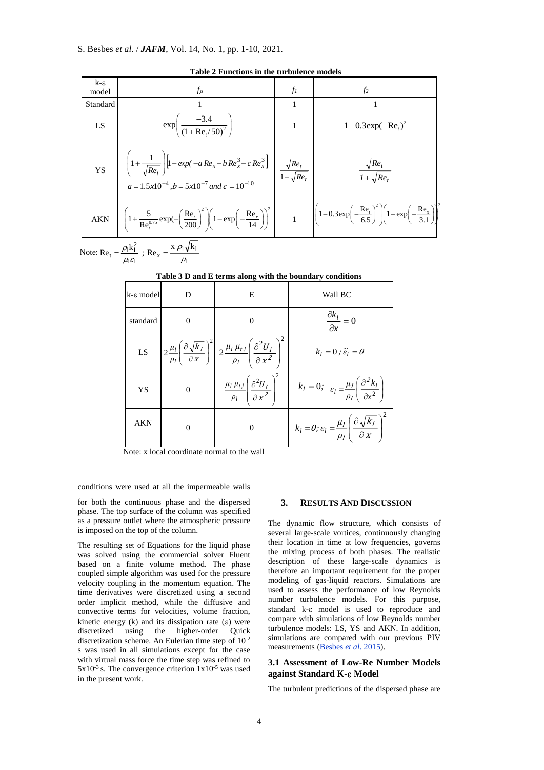**Table 2 Functions in the turbulence models**

| k-ε model | $f_\mu$ | $f_1$ | $f_2$ |
|---|---|---|---|
| Standard | 1 | 1 | 1 |
| LS | $\exp\left(\frac{-3.4}{(1+\mathrm{Re}_t/50)^2}\right)$ | 1 | $1-0.3\exp(-\mathrm{Re}_t)^2$ |
| YS | $\left(1+\frac{1}{\sqrt{Re_t}}\right)\left[1-exp(-a\,Re_x-b\,Re_x^3-c\,Re_x^3\right]$ $a=1.5x10^{-4}, b=5x10^{-7}\ and\ c=10^{-10}$ | $\frac{\sqrt{Re_t}}{1+\sqrt{Re_t}}$ | $\frac{\sqrt{Re_t}}{1+\sqrt{Re_t}}$ |
| AKN | $\left(1+\frac{5}{\mathrm{Re}_t^{0.75}}\exp\left(-\left(\frac{\mathrm{Re}_t}{200}\right)^2\right)\right)\left(1-\exp\left(-\frac{\mathrm{Re}_x}{14}\right)\right)^2$ | 1 | $\left(1-0.3\exp\left(-\left(\frac{\mathrm{Re}_t}{6.5}\right)^2\right)\left(1-\exp\left(-\frac{\mathrm{Re}_x}{3.1}\right)\right)\right)^2$ |

Note: $\mathrm{Re}_t=\frac{\rho_l k_l^2}{\mu_l \varepsilon_l}$ ; $\mathrm{Re}_x=\frac{x\,\rho_l\sqrt{k_l}}{\mu_l}$

**Table 3 D and E terms along with the boundary conditions**

| k-ε model | D | E | Wall BC |
|---|---|---|---|
| standard | 0 | 0 | $\frac{\partial k_l}{\partial x}=0$ |
| LS | $2\frac{\mu_l}{\rho_l}\left(\frac{\partial\sqrt{k_l}}{\partial x}\right)^2$ | $2\frac{\mu_l\,\mu_{t,l}}{\rho_l}\left(\frac{\partial^2 U_i}{\partial x^2}\right)^2$ | $k_l=0\,;\tilde{\varepsilon}_l=0$ |
| YS | 0 | $\frac{\mu_l\,\mu_{t,l}}{\rho_l}\left(\frac{\partial^2 U_i}{\partial x^2}\right)^2$ | $k_l=0;\ \ \varepsilon_l=\frac{\mu_l}{\rho_l}\left(\frac{\partial^2 k_l}{\partial x^2}\right)$ |
| AKN | 0 | 0 | $k_l=0;\varepsilon_l=\frac{\mu_l}{\rho_l}\left(\frac{\partial\sqrt{k_l}}{\partial x}\right)^2$ |

Note: x local coordinate normal to the wall

conditions were used at all the impermeable walls for both the continuous phase and the dispersed phase. The top surface of the column was specified as a pressure outlet where the atmospheric pressure is imposed on the top of the column.

The resulting set of Equations for the liquid phase was solved using the commercial solver Fluent based on a finite volume method. The phase coupled simple algorithm was used for the pressure velocity coupling in the momentum equation. The time derivatives were discretized using a second order implicit method, while the diffusive and convective terms for velocities, volume fraction, kinetic energy (k) and its dissipation rate (ε) were discretized using the higher-order Quick discretization scheme. An Eulerian time step of $10^{-2}$ s was used in all simulations except for the case with virtual mass force the time step was refined to $5x10^{-3}$ s. The convergence criterion $1x10^{-5}$ was used in the present work.

## 3. RESULTS AND DISCUSSION

The dynamic flow structure, which consists of several large-scale vortices, continuously changing their location in time at low frequencies, governs the mixing process of both phases. The realistic description of these large-scale dynamics is therefore an important requirement for the proper modeling of gas-liquid reactors. Simulations are used to assess the performance of low Reynolds number turbulence models. For this purpose, standard k-ε model is used to reproduce and compare with simulations of low Reynolds number turbulence models: LS, YS and AKN. In addition, simulations are compared with our previous PIV measurements (Besbes *et al*. 2015).

### 3.1 Assessment of Low-Re Number Models against Standard K-ε Model

The turbulent predictions of the dispersed phase are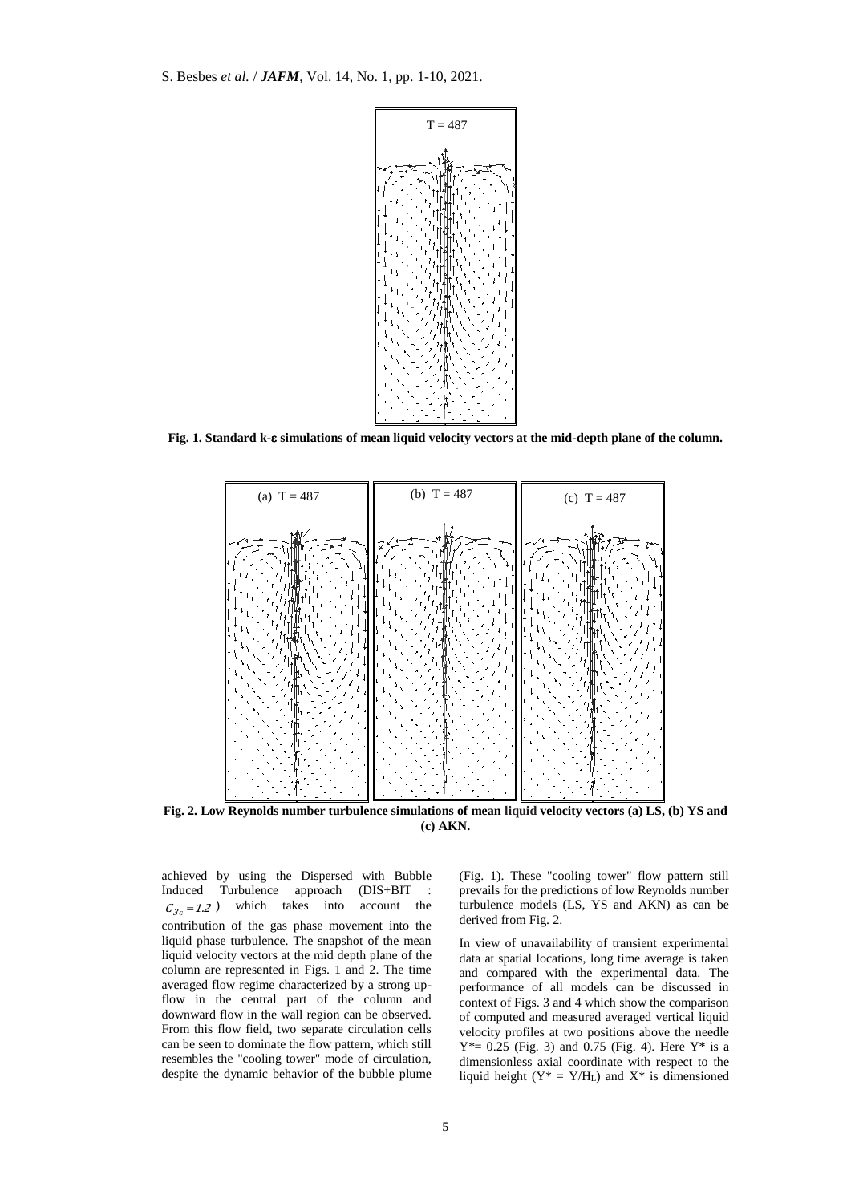**Fig. 1. Standard k-ε simulations of mean liquid velocity vectors at the mid-depth plane of the column.**

**Fig. 2. Low Reynolds number turbulence simulations of mean liquid velocity vectors (a) LS, (b) YS and (c) AKN.**

achieved by using the Dispersed with Bubble Induced Turbulence approach (DIS+BIT : $C_{3\varepsilon} = 1.2$ ) which takes into account the contribution of the gas phase movement into the liquid phase turbulence. The snapshot of the mean liquid velocity vectors at the mid depth plane of the column are represented in Figs. 1 and 2. The time averaged flow regime characterized by a strong up-flow in the central part of the column and downward flow in the wall region can be observed. From this flow field, two separate circulation cells can be seen to dominate the flow pattern, which still resembles the "cooling tower" mode of circulation, despite the dynamic behavior of the bubble plume (Fig. 1). These "cooling tower" flow pattern still prevails for the predictions of low Reynolds number turbulence models (LS, YS and AKN) as can be derived from Fig. 2.

In view of unavailability of transient experimental data at spatial locations, long time average is taken and compared with the experimental data. The performance of all models can be discussed in context of Figs. 3 and 4 which show the comparison of computed and measured averaged vertical liquid velocity profiles at two positions above the needle $Y^* = 0.25$ (Fig. 3) and 0.75 (Fig. 4). Here $Y^*$ is a dimensionless axial coordinate with respect to the liquid height ($Y^* = Y/H_L$) and $X^*$ is dimensioned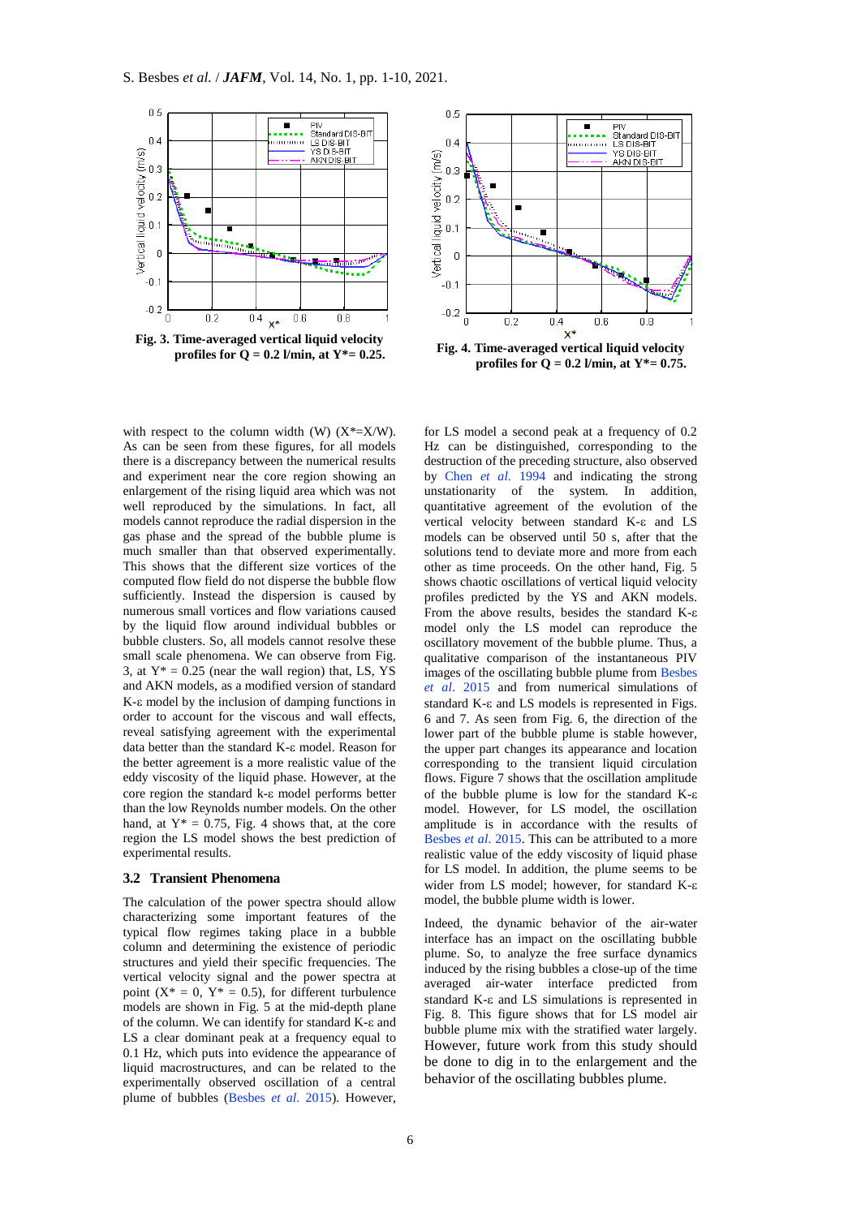Fig. 3. Time-averaged vertical liquid velocity profiles for Q = 0.2 l/min, at Y*= 0.25.

Fig. 4. Time-averaged vertical liquid velocity profiles for Q = 0.2 l/min, at Y*= 0.75.

with respect to the column width (W) (X*=X/W). As can be seen from these figures, for all models there is a discrepancy between the numerical results and experiment near the core region showing an enlargement of the rising liquid area which was not well reproduced by the simulations. In fact, all models cannot reproduce the radial dispersion in the gas phase and the spread of the bubble plume is much smaller than that observed experimentally. This shows that the different size vortices of the computed flow field do not disperse the bubble flow sufficiently. Instead the dispersion is caused by numerous small vortices and flow variations caused by the liquid flow around individual bubbles or bubble clusters. So, all models cannot resolve these small scale phenomena. We can observe from Fig. 3, at Y* = 0.25 (near the wall region) that, LS, YS and AKN models, as a modified version of standard K-ε model by the inclusion of damping functions in order to account for the viscous and wall effects, reveal satisfying agreement with the experimental data better than the standard K-ε model. Reason for the better agreement is a more realistic value of the eddy viscosity of the liquid phase. However, at the core region the standard k-ε model performs better than the low Reynolds number models. On the other hand, at Y* = 0.75, Fig. 4 shows that, at the core region the LS model shows the best prediction of experimental results.

### 3.2 Transient Phenomena

The calculation of the power spectra should allow characterizing some important features of the typical flow regimes taking place in a bubble column and determining the existence of periodic structures and yield their specific frequencies. The vertical velocity signal and the power spectra at point (X* = 0, Y* = 0.5), for different turbulence models are shown in Fig. 5 at the mid-depth plane of the column. We can identify for standard K-ε and LS a clear dominant peak at a frequency equal to 0.1 Hz, which puts into evidence the appearance of liquid macrostructures, and can be related to the experimentally observed oscillation of a central plume of bubbles (Besbes *et al*. 2015). However, for LS model a second peak at a frequency of 0.2 Hz can be distinguished, corresponding to the destruction of the preceding structure, also observed by Chen *et al.* 1994 and indicating the strong unstationarity of the system. In addition, quantitative agreement of the evolution of the vertical velocity between standard K-ε and LS models can be observed until 50 s, after that the solutions tend to deviate more and more from each other as time proceeds. On the other hand, Fig. 5 shows chaotic oscillations of vertical liquid velocity profiles predicted by the YS and AKN models. From the above results, besides the standard K-ε model only the LS model can reproduce the oscillatory movement of the bubble plume. Thus, a qualitative comparison of the instantaneous PIV images of the oscillating bubble plume from Besbes *et al*. 2015 and from numerical simulations of standard K-ε and LS models is represented in Figs. 6 and 7. As seen from Fig. 6, the direction of the lower part of the bubble plume is stable however, the upper part changes its appearance and location corresponding to the transient liquid circulation flows. Figure 7 shows that the oscillation amplitude of the bubble plume is low for the standard K-ε model. However, for LS model, the oscillation amplitude is in accordance with the results of Besbes *et al*. 2015. This can be attributed to a more realistic value of the eddy viscosity of liquid phase for LS model. In addition, the plume seems to be wider from LS model; however, for standard K-ε model, the bubble plume width is lower.

Indeed, the dynamic behavior of the air-water interface has an impact on the oscillating bubble plume. So, to analyze the free surface dynamics induced by the rising bubbles a close-up of the time averaged air-water interface predicted from standard K-ε and LS simulations is represented in Fig. 8. This figure shows that for LS model air bubble plume mix with the stratified water largely. However, future work from this study should be done to dig in to the enlargement and the behavior of the oscillating bubbles plume.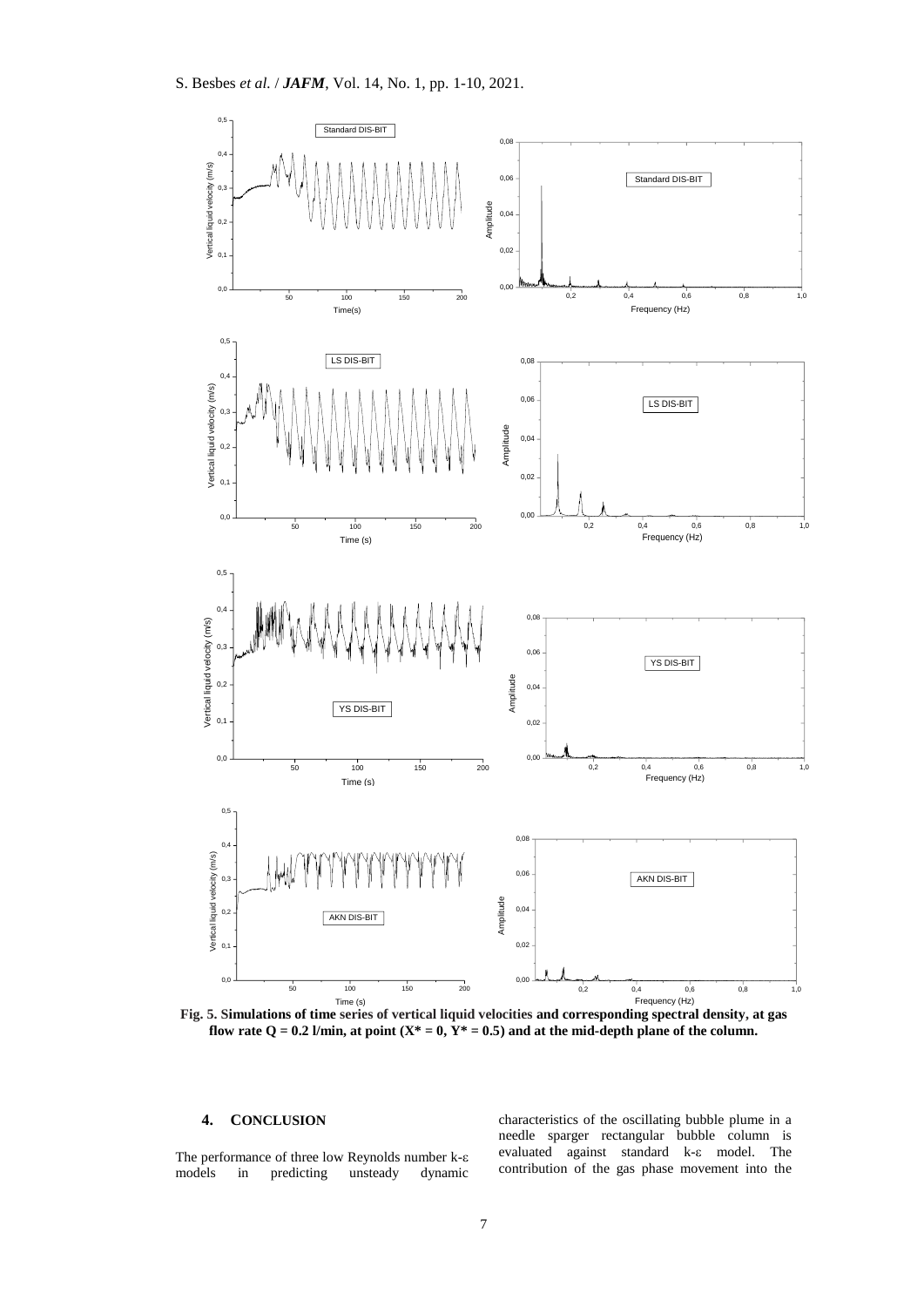**Fig. 5. Simulations of time series of vertical liquid velocities and corresponding spectral density, at gas flow rate Q = 0.2 l/min, at point ($X^* = 0$, $Y^* = 0.5$) and at the mid-depth plane of the column.**

## 4. CONCLUSION

The performance of three low Reynolds number k-ε models in predicting unsteady dynamic characteristics of the oscillating bubble plume in a needle sparger rectangular bubble column is evaluated against standard k-ε model. The contribution of the gas phase movement into the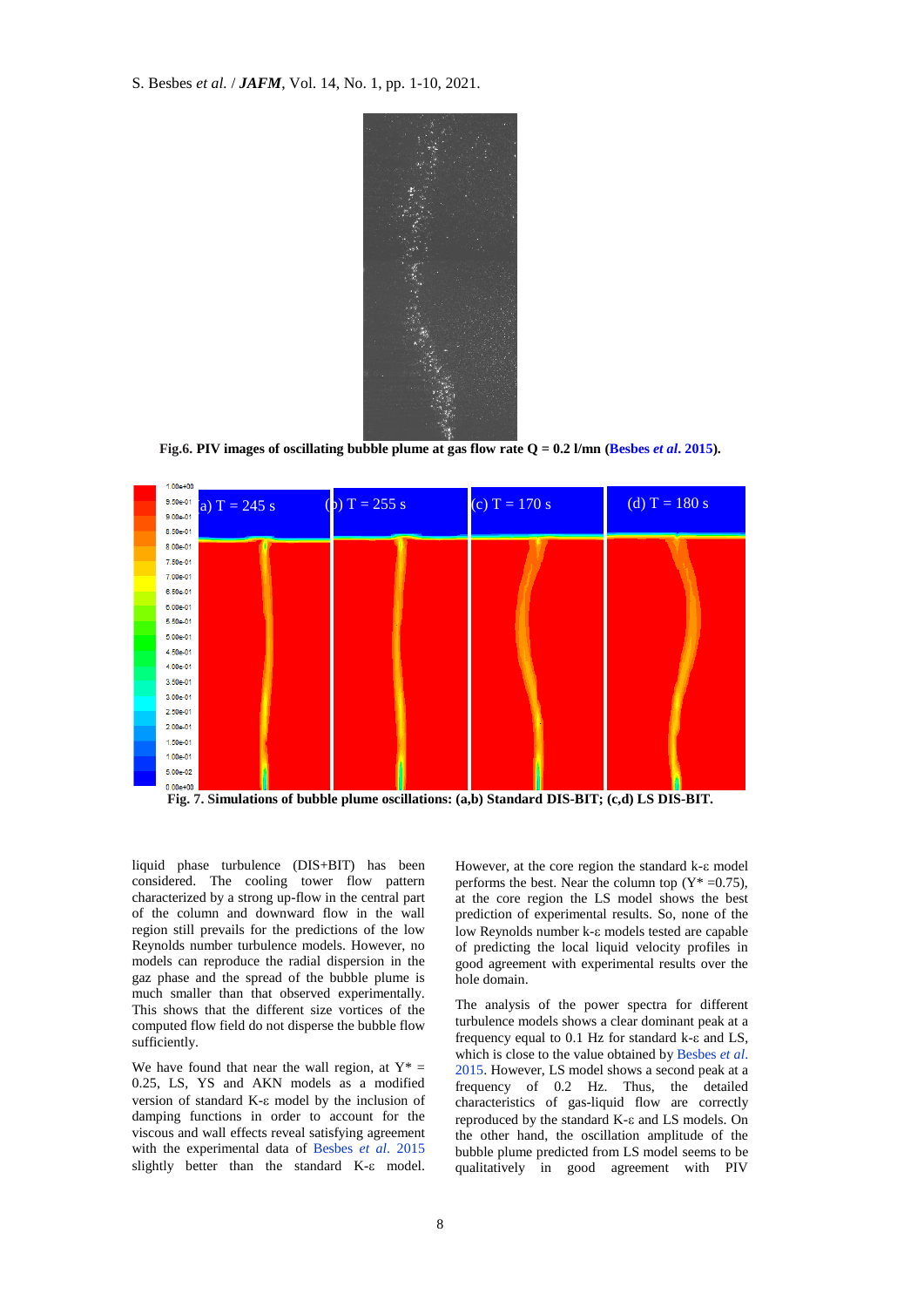Fig.6. PIV images of oscillating bubble plume at gas flow rate Q = 0.2 l/mn (Besbes *et al*. 2015).

Fig. 7. Simulations of bubble plume oscillations: (a,b) Standard DIS-BIT; (c,d) LS DIS-BIT.

liquid phase turbulence (DIS+BIT) has been considered. The cooling tower flow pattern characterized by a strong up-flow in the central part of the column and downward flow in the wall region still prevails for the predictions of the low Reynolds number turbulence models. However, no models can reproduce the radial dispersion in the gaz phase and the spread of the bubble plume is much smaller than that observed experimentally. This shows that the different size vortices of the computed flow field do not disperse the bubble flow sufficiently.

We have found that near the wall region, at $Y^* = 0.25$, LS, YS and AKN models as a modified version of standard K-ε model by the inclusion of damping functions in order to account for the viscous and wall effects reveal satisfying agreement with the experimental data of Besbes *et al*. 2015 slightly better than the standard K-ε model. However, at the core region the standard k-ε model performs the best. Near the column top ($Y^* = 0.75$), at the core region the LS model shows the best prediction of experimental results. So, none of the low Reynolds number k-ε models tested are capable of predicting the local liquid velocity profiles in good agreement with experimental results over the hole domain.

The analysis of the power spectra for different turbulence models shows a clear dominant peak at a frequency equal to 0.1 Hz for standard k-ε and LS, which is close to the value obtained by Besbes *et al*. 2015. However, LS model shows a second peak at a frequency of 0.2 Hz. Thus, the detailed characteristics of gas-liquid flow are correctly reproduced by the standard K-ε and LS models. On the other hand, the oscillation amplitude of the bubble plume predicted from LS model seems to be qualitatively in good agreement with PIV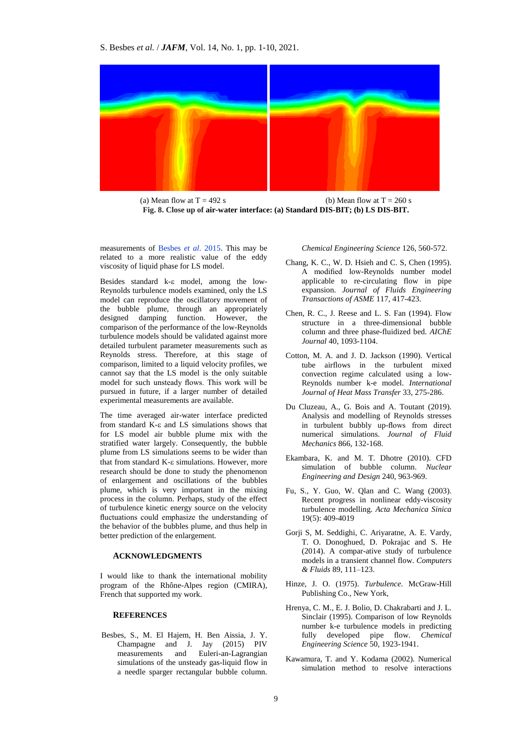(a) Mean flow at T = 492 s (b) Mean flow at T = 260 s

**Fig. 8. Close up of air-water interface: (a) Standard DIS-BIT; (b) LS DIS-BIT.**

measurements of Besbes *et al*. 2015. This may be related to a more realistic value of the eddy viscosity of liquid phase for LS model.

Besides standard k-ε model, among the low-Reynolds turbulence models examined, only the LS model can reproduce the oscillatory movement of the bubble plume, through an appropriately designed damping function. However, the comparison of the performance of the low-Reynolds turbulence models should be validated against more detailed turbulent parameter measurements such as Reynolds stress. Therefore, at this stage of comparison, limited to a liquid velocity profiles, we cannot say that the LS model is the only suitable model for such unsteady flows. This work will be pursued in future, if a larger number of detailed experimental measurements are available.

The time averaged air-water interface predicted from standard K-ε and LS simulations shows that for LS model air bubble plume mix with the stratified water largely. Consequently, the bubble plume from LS simulations seems to be wider than that from standard K-ε simulations. However, more research should be done to study the phenomenon of enlargement and oscillations of the bubbles plume, which is very important in the mixing process in the column. Perhaps, study of the effect of turbulence kinetic energy source on the velocity fluctuations could emphasize the understanding of the behavior of the bubbles plume, and thus help in better prediction of the enlargement.

## ACKNOWLEDGMENTS

I would like to thank the international mobility program of the Rhône-Alpes region (CMIRA), French that supported my work.

## REFERENCES

Besbes, S., M. El Hajem, H. Ben Aissia, J. Y. Champagne and J. Jay (2015) PIV measurements and Euleri-an-Lagrangian simulations of the unsteady gas-liquid flow in a needle sparger rectangular bubble column. *Chemical Engineering Science* 126, 560-572.

Chang, K. C., W. D. Hsieh and C. S, Chen (1995). A modified low-Reynolds number model applicable to re-circulating flow in pipe expansion. *Journal of Fluids Engineering Transactions of ASME* 117, 417-423.

Chen, R. C., J. Reese and L. S. Fan (1994). Flow structure in a three-dimensional bubble column and three phase-fluidized bed. *AIChE Journal* 40, 1093-1104.

Cotton, M. A. and J. D. Jackson (1990). Vertical tube airflows in the turbulent mixed convection regime calculated using a low-Reynolds number k-e model. *International Journal of Heat Mass Transfer* 33, 275-286.

Du Cluzeau, A., G. Bois and A. Toutant (2019). Analysis and modelling of Reynolds stresses in turbulent bubbly up-flows from direct numerical simulations. *Journal of Fluid Mechanics* 866, 132-168.

Ekambara, K. and M. T. Dhotre (2010). CFD simulation of bubble column. *Nuclear Engineering and Design* 240, 963-969.

Fu, S., Y. Guo, W. Qlan and C. Wang (2003). Recent progress in nonlinear eddy-viscosity turbulence modelling. *Acta Mechanica Sinica* 19(5): 409-4019

Gorji S, M. Seddighi, C. Ariyaratne, A. E. Vardy, T. O. Donoghued, D. Pokrajac and S. He (2014). A compar-ative study of turbulence models in a transient channel flow. *Computers & Fluids* 89, 111–123.

Hinze, J. O. (1975). *Turbulence*. McGraw-Hill Publishing Co., New York,

Hrenya, C. M., E. J. Bolio, D. Chakrabarti and J. L. Sinclair (1995). Comparison of low Reynolds number k-e turbulence models in predicting fully developed pipe flow. *Chemical Engineering Science* 50, 1923-1941.

Kawamura, T. and Y. Kodama (2002). Numerical simulation method to resolve interactions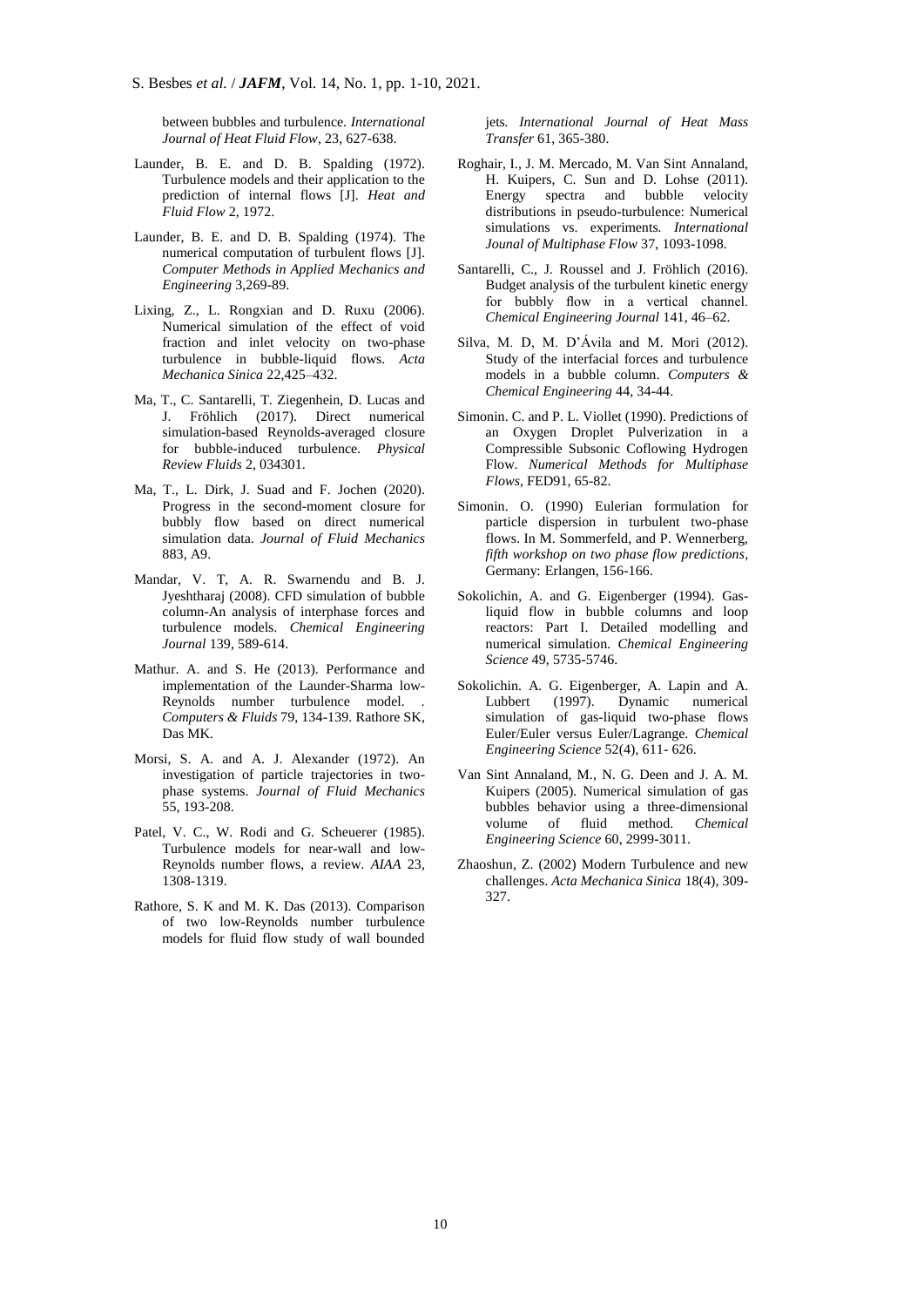between bubbles and turbulence. *International Journal of Heat Fluid Flow*, 23, 627-638.

Launder, B. E. and D. B. Spalding (1972). Turbulence models and their application to the prediction of internal flows [J]. *Heat and Fluid Flow* 2, 1972.

Launder, B. E. and D. B. Spalding (1974). The numerical computation of turbulent flows [J]. *Computer Methods in Applied Mechanics and Engineering* 3,269-89.

Lixing, Z., L. Rongxian and D. Ruxu (2006). Numerical simulation of the effect of void fraction and inlet velocity on two-phase turbulence in bubble-liquid flows. *Acta Mechanica Sinica* 22,425–432.

Ma, T., C. Santarelli, T. Ziegenhein, D. Lucas and J. Fröhlich (2017). Direct numerical simulation-based Reynolds-averaged closure for bubble-induced turbulence. *Physical Review Fluids* 2, 034301.

Ma, T., L. Dirk, J. Suad and F. Jochen (2020). Progress in the second-moment closure for bubbly flow based on direct numerical simulation data. *Journal of Fluid Mechanics* 883, A9.

Mandar, V. T, A. R. Swarnendu and B. J. Jyeshtharaj (2008). CFD simulation of bubble column-An analysis of interphase forces and turbulence models. *Chemical Engineering Journal* 139, 589-614.

Mathur. A. and S. He (2013). Performance and implementation of the Launder-Sharma low-Reynolds number turbulence model. . *Computers & Fluids* 79, 134-139. Rathore SK, Das MK.

Morsi, S. A. and A. J. Alexander (1972). An investigation of particle trajectories in two-phase systems. *Journal of Fluid Mechanics* 55, 193-208.

Patel, V. C., W. Rodi and G. Scheuerer (1985). Turbulence models for near-wall and low-Reynolds number flows, a review. *AIAA* 23, 1308-1319.

Rathore, S. K and M. K. Das (2013). Comparison of two low-Reynolds number turbulence models for fluid flow study of wall bounded jets. *International Journal of Heat Mass Transfer* 61, 365-380.

Roghair, I., J. M. Mercado, M. Van Sint Annaland, H. Kuipers, C. Sun and D. Lohse (2011). Energy spectra and bubble velocity distributions in pseudo-turbulence: Numerical simulations vs. experiments. *International Jounal of Multiphase Flow* 37, 1093-1098.

Santarelli, C., J. Roussel and J. Fröhlich (2016). Budget analysis of the turbulent kinetic energy for bubbly flow in a vertical channel. *Chemical Engineering Journal* 141, 46–62.

Silva, M. D, M. D'Ávila and M. Mori (2012). Study of the interfacial forces and turbulence models in a bubble column. *Computers & Chemical Engineering* 44, 34-44.

Simonin. C. and P. L. Viollet (1990). Predictions of an Oxygen Droplet Pulverization in a Compressible Subsonic Coflowing Hydrogen Flow. *Numerical Methods for Multiphase Flows*, FED91, 65-82.

Simonin. O. (1990) Eulerian formulation for particle dispersion in turbulent two-phase flows. In M. Sommerfeld, and P. Wennerberg, *fifth workshop on two phase flow predictions*, Germany: Erlangen, 156-166.

Sokolichin, A. and G. Eigenberger (1994). Gas-liquid flow in bubble columns and loop reactors: Part I. Detailed modelling and numerical simulation. *Chemical Engineering Science* 49, 5735-5746.

Sokolichin. A. G. Eigenberger, A. Lapin and A. Lubbert (1997). Dynamic numerical simulation of gas-liquid two-phase flows Euler/Euler versus Euler/Lagrange. *Chemical Engineering Science* 52(4), 611- 626.

Van Sint Annaland, M., N. G. Deen and J. A. M. Kuipers (2005). Numerical simulation of gas bubbles behavior using a three-dimensional volume of fluid method. *Chemical Engineering Science* 60, 2999-3011.

Zhaoshun, Z. (2002) Modern Turbulence and new challenges. *Acta Mechanica Sinica* 18(4), 309-327.